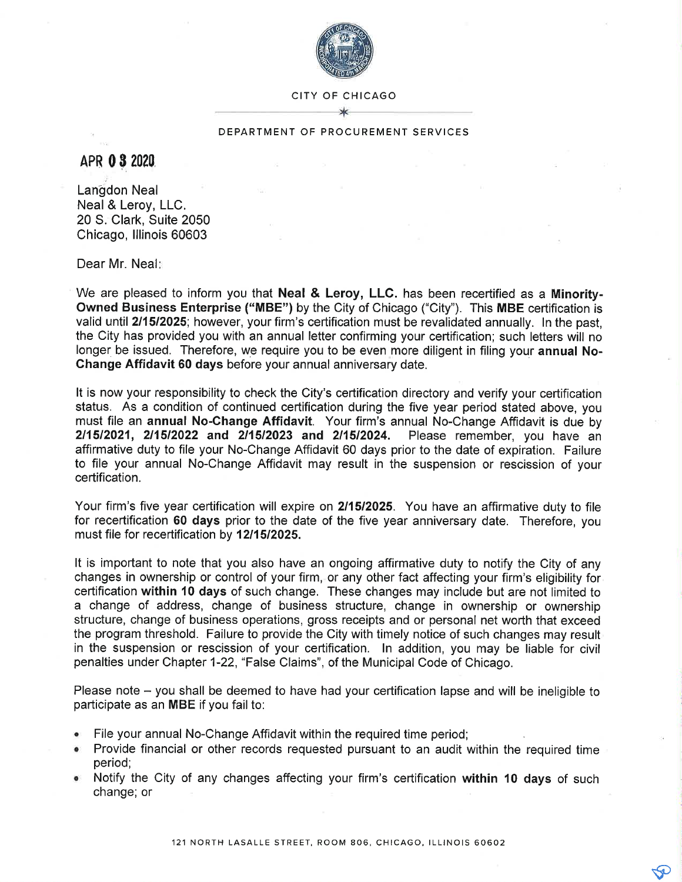CITY OF CHICAGO

DEPARTMENT OF PROCUREMENT SERVICES

APR 03 2020

Langdon Neal
Neal & Leroy, LLC.
20 S. Clark, Suite 2050
Chicago, Illinois 60603

Dear Mr. Neal:

We are pleased to inform you that **Neal & Leroy, LLC.** has been recertified as a **Minority-Owned Business Enterprise ("MBE")** by the City of Chicago ("City"). This **MBE** certification is valid until **2/15/2025**; however, your firm's certification must be revalidated annually. In the past, the City has provided you with an annual letter confirming your certification; such letters will no longer be issued. Therefore, we require you to be even more diligent in filing your **annual No-Change Affidavit 60 days** before your annual anniversary date.

It is now your responsibility to check the City's certification directory and verify your certification status. As a condition of continued certification during the five year period stated above, you must file an **annual No-Change Affidavit**. Your firm's annual No-Change Affidavit is due by **2/15/2021, 2/15/2022 and 2/15/2023 and 2/15/2024.** Please remember, you have an affirmative duty to file your No-Change Affidavit 60 days prior to the date of expiration. Failure to file your annual No-Change Affidavit may result in the suspension or rescission of your certification.

Your firm's five year certification will expire on **2/15/2025**. You have an affirmative duty to file for recertification **60 days** prior to the date of the five year anniversary date. Therefore, you must file for recertification by **12/15/2025.**

It is important to note that you also have an ongoing affirmative duty to notify the City of any changes in ownership or control of your firm, or any other fact affecting your firm's eligibility for certification **within 10 days** of such change. These changes may include but are not limited to a change of address, change of business structure, change in ownership or ownership structure, change of business operations, gross receipts and or personal net worth that exceed the program threshold. Failure to provide the City with timely notice of such changes may result in the suspension or rescission of your certification. In addition, you may be liable for civil penalties under Chapter 1-22, "False Claims", of the Municipal Code of Chicago.

Please note – you shall be deemed to have had your certification lapse and will be ineligible to participate as an **MBE** if you fail to:

- File your annual No-Change Affidavit within the required time period;
- Provide financial or other records requested pursuant to an audit within the required time period;
- Notify the City of any changes affecting your firm's certification **within 10 days** of such change; or

121 NORTH LASALLE STREET, ROOM 806, CHICAGO, ILLINOIS 60602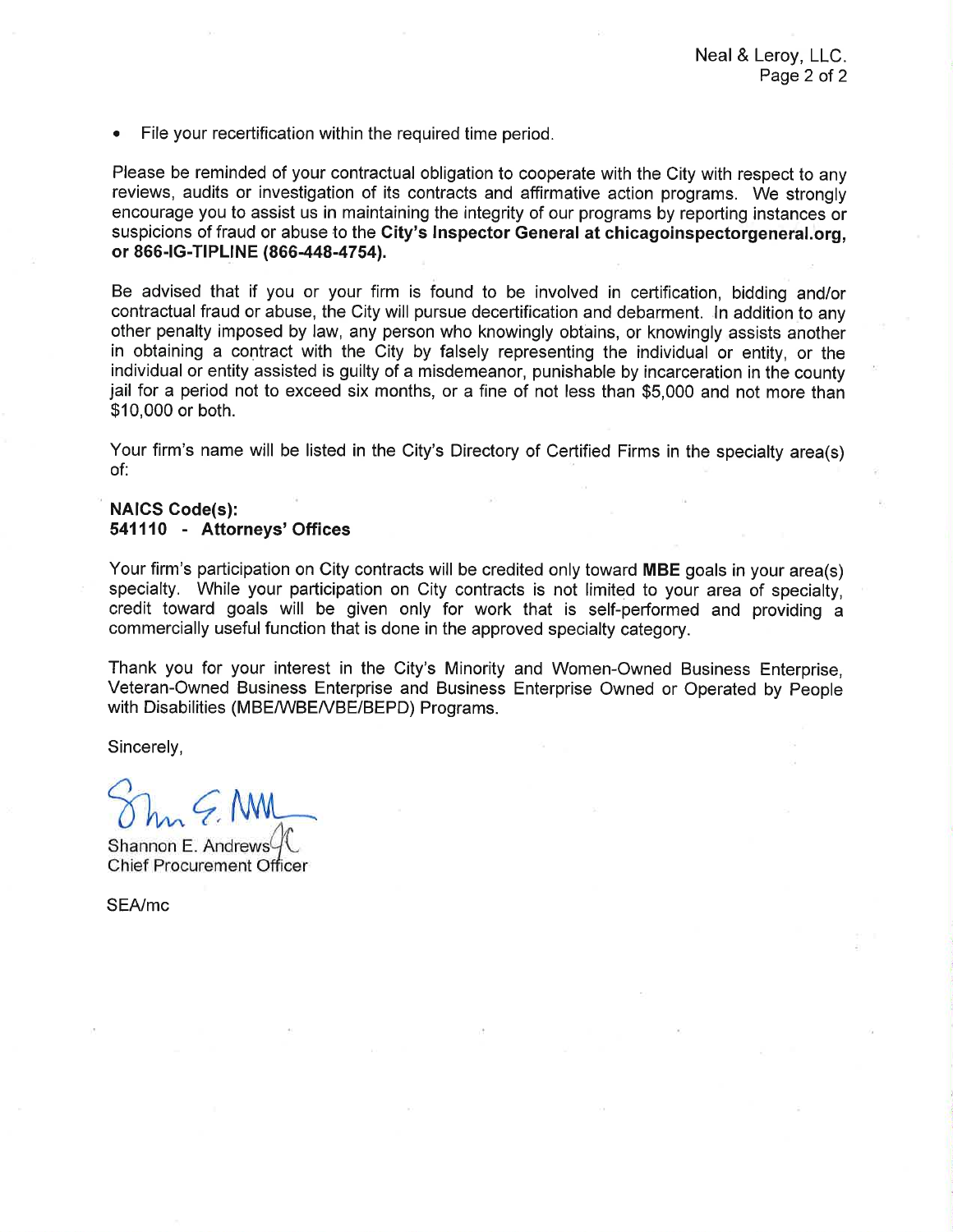- File your recertification within the required time period.

Please be reminded of your contractual obligation to cooperate with the City with respect to any reviews, audits or investigation of its contracts and affirmative action programs. We strongly encourage you to assist us in maintaining the integrity of our programs by reporting instances or suspicions of fraud or abuse to the **City's Inspector General at chicagoinspectorgeneral.org, or 866-IG-TIPLINE (866-448-4754).**

Be advised that if you or your firm is found to be involved in certification, bidding and/or contractual fraud or abuse, the City will pursue decertification and debarment. In addition to any other penalty imposed by law, any person who knowingly obtains, or knowingly assists another in obtaining a contract with the City by falsely representing the individual or entity, or the individual or entity assisted is guilty of a misdemeanor, punishable by incarceration in the county jail for a period not to exceed six months, or a fine of not less than $5,000 and not more than $10,000 or both.

Your firm's name will be listed in the City's Directory of Certified Firms in the specialty area(s) of:

**NAICS Code(s):**
**541110 - Attorneys' Offices**

Your firm's participation on City contracts will be credited only toward **MBE** goals in your area(s) specialty. While your participation on City contracts is not limited to your area of specialty, credit toward goals will be given only for work that is self-performed and providing a commercially useful function that is done in the approved specialty category.

Thank you for your interest in the City's Minority and Women-Owned Business Enterprise, Veteran-Owned Business Enterprise and Business Enterprise Owned or Operated by People with Disabilities (MBE/WBE/VBE/BEPD) Programs.

Sincerely,

Shannon E. Andrews
Chief Procurement Officer

SEA/mc